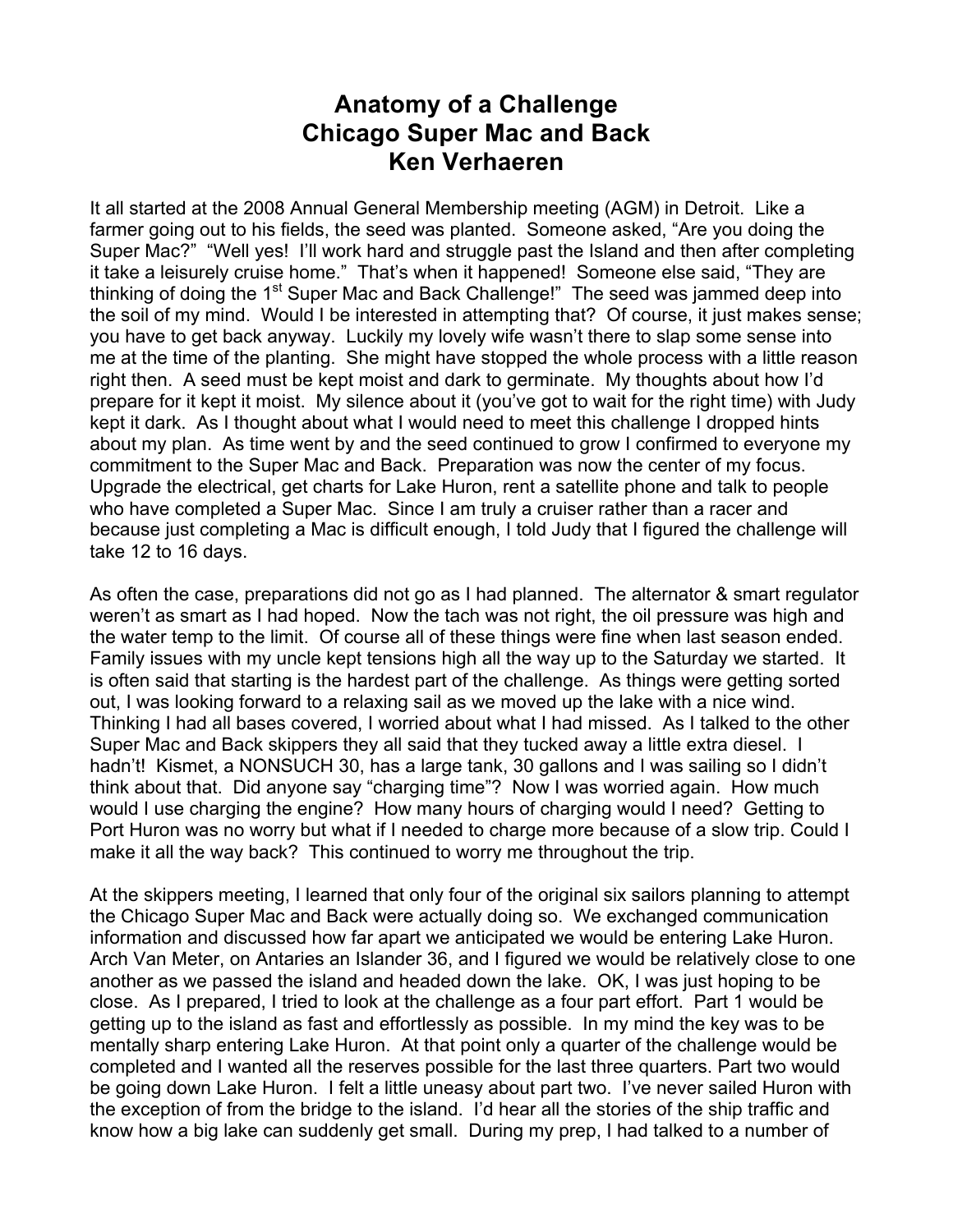# Anatomy of a Challenge
# Chicago Super Mac and Back
# Ken Verhaeren

It all started at the 2008 Annual General Membership meeting (AGM) in Detroit. Like a farmer going out to his fields, the seed was planted. Someone asked, "Are you doing the Super Mac?" "Well yes! I'll work hard and struggle past the Island and then after completing it take a leisurely cruise home." That's when it happened! Someone else said, "They are thinking of doing the 1st Super Mac and Back Challenge!" The seed was jammed deep into the soil of my mind. Would I be interested in attempting that? Of course, it just makes sense; you have to get back anyway. Luckily my lovely wife wasn't there to slap some sense into me at the time of the planting. She might have stopped the whole process with a little reason right then. A seed must be kept moist and dark to germinate. My thoughts about how I'd prepare for it kept it moist. My silence about it (you've got to wait for the right time) with Judy kept it dark. As I thought about what I would need to meet this challenge I dropped hints about my plan. As time went by and the seed continued to grow I confirmed to everyone my commitment to the Super Mac and Back. Preparation was now the center of my focus. Upgrade the electrical, get charts for Lake Huron, rent a satellite phone and talk to people who have completed a Super Mac. Since I am truly a cruiser rather than a racer and because just completing a Mac is difficult enough, I told Judy that I figured the challenge will take 12 to 16 days.

As often the case, preparations did not go as I had planned. The alternator & smart regulator weren't as smart as I had hoped. Now the tach was not right, the oil pressure was high and the water temp to the limit. Of course all of these things were fine when last season ended. Family issues with my uncle kept tensions high all the way up to the Saturday we started. It is often said that starting is the hardest part of the challenge. As things were getting sorted out, I was looking forward to a relaxing sail as we moved up the lake with a nice wind. Thinking I had all bases covered, I worried about what I had missed. As I talked to the other Super Mac and Back skippers they all said that they tucked away a little extra diesel. I hadn't! Kismet, a NONSUCH 30, has a large tank, 30 gallons and I was sailing so I didn't think about that. Did anyone say "charging time"? Now I was worried again. How much would I use charging the engine? How many hours of charging would I need? Getting to Port Huron was no worry but what if I needed to charge more because of a slow trip. Could I make it all the way back? This continued to worry me throughout the trip.

At the skippers meeting, I learned that only four of the original six sailors planning to attempt the Chicago Super Mac and Back were actually doing so. We exchanged communication information and discussed how far apart we anticipated we would be entering Lake Huron. Arch Van Meter, on Antaries an Islander 36, and I figured we would be relatively close to one another as we passed the island and headed down the lake. OK, I was just hoping to be close. As I prepared, I tried to look at the challenge as a four part effort. Part 1 would be getting up to the island as fast and effortlessly as possible. In my mind the key was to be mentally sharp entering Lake Huron. At that point only a quarter of the challenge would be completed and I wanted all the reserves possible for the last three quarters. Part two would be going down Lake Huron. I felt a little uneasy about part two. I've never sailed Huron with the exception of from the bridge to the island. I'd hear all the stories of the ship traffic and know how a big lake can suddenly get small. During my prep, I had talked to a number of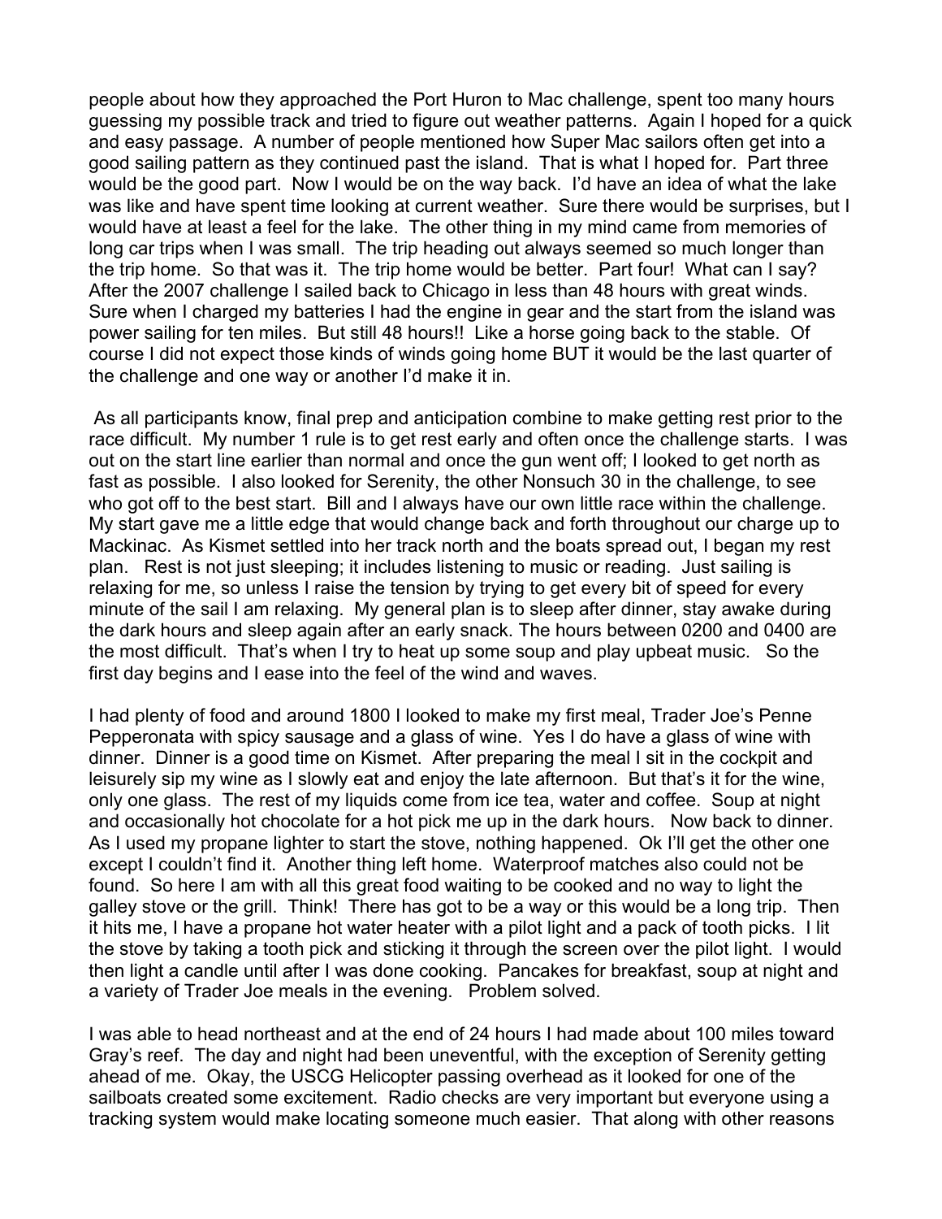people about how they approached the Port Huron to Mac challenge, spent too many hours guessing my possible track and tried to figure out weather patterns. Again I hoped for a quick and easy passage. A number of people mentioned how Super Mac sailors often get into a good sailing pattern as they continued past the island. That is what I hoped for. Part three would be the good part. Now I would be on the way back. I'd have an idea of what the lake was like and have spent time looking at current weather. Sure there would be surprises, but I would have at least a feel for the lake. The other thing in my mind came from memories of long car trips when I was small. The trip heading out always seemed so much longer than the trip home. So that was it. The trip home would be better. Part four! What can I say? After the 2007 challenge I sailed back to Chicago in less than 48 hours with great winds. Sure when I charged my batteries I had the engine in gear and the start from the island was power sailing for ten miles. But still 48 hours!! Like a horse going back to the stable. Of course I did not expect those kinds of winds going home BUT it would be the last quarter of the challenge and one way or another I'd make it in.

As all participants know, final prep and anticipation combine to make getting rest prior to the race difficult. My number 1 rule is to get rest early and often once the challenge starts. I was out on the start line earlier than normal and once the gun went off; I looked to get north as fast as possible. I also looked for Serenity, the other Nonsuch 30 in the challenge, to see who got off to the best start. Bill and I always have our own little race within the challenge. My start gave me a little edge that would change back and forth throughout our charge up to Mackinac. As Kismet settled into her track north and the boats spread out, I began my rest plan. Rest is not just sleeping; it includes listening to music or reading. Just sailing is relaxing for me, so unless I raise the tension by trying to get every bit of speed for every minute of the sail I am relaxing. My general plan is to sleep after dinner, stay awake during the dark hours and sleep again after an early snack. The hours between 0200 and 0400 are the most difficult. That's when I try to heat up some soup and play upbeat music. So the first day begins and I ease into the feel of the wind and waves.

I had plenty of food and around 1800 I looked to make my first meal, Trader Joe's Penne Pepperonata with spicy sausage and a glass of wine. Yes I do have a glass of wine with dinner. Dinner is a good time on Kismet. After preparing the meal I sit in the cockpit and leisurely sip my wine as I slowly eat and enjoy the late afternoon. But that's it for the wine, only one glass. The rest of my liquids come from ice tea, water and coffee. Soup at night and occasionally hot chocolate for a hot pick me up in the dark hours. Now back to dinner. As I used my propane lighter to start the stove, nothing happened. Ok I'll get the other one except I couldn't find it. Another thing left home. Waterproof matches also could not be found. So here I am with all this great food waiting to be cooked and no way to light the galley stove or the grill. Think! There has got to be a way or this would be a long trip. Then it hits me, I have a propane hot water heater with a pilot light and a pack of tooth picks. I lit the stove by taking a tooth pick and sticking it through the screen over the pilot light. I would then light a candle until after I was done cooking. Pancakes for breakfast, soup at night and a variety of Trader Joe meals in the evening. Problem solved.

I was able to head northeast and at the end of 24 hours I had made about 100 miles toward Gray's reef. The day and night had been uneventful, with the exception of Serenity getting ahead of me. Okay, the USCG Helicopter passing overhead as it looked for one of the sailboats created some excitement. Radio checks are very important but everyone using a tracking system would make locating someone much easier. That along with other reasons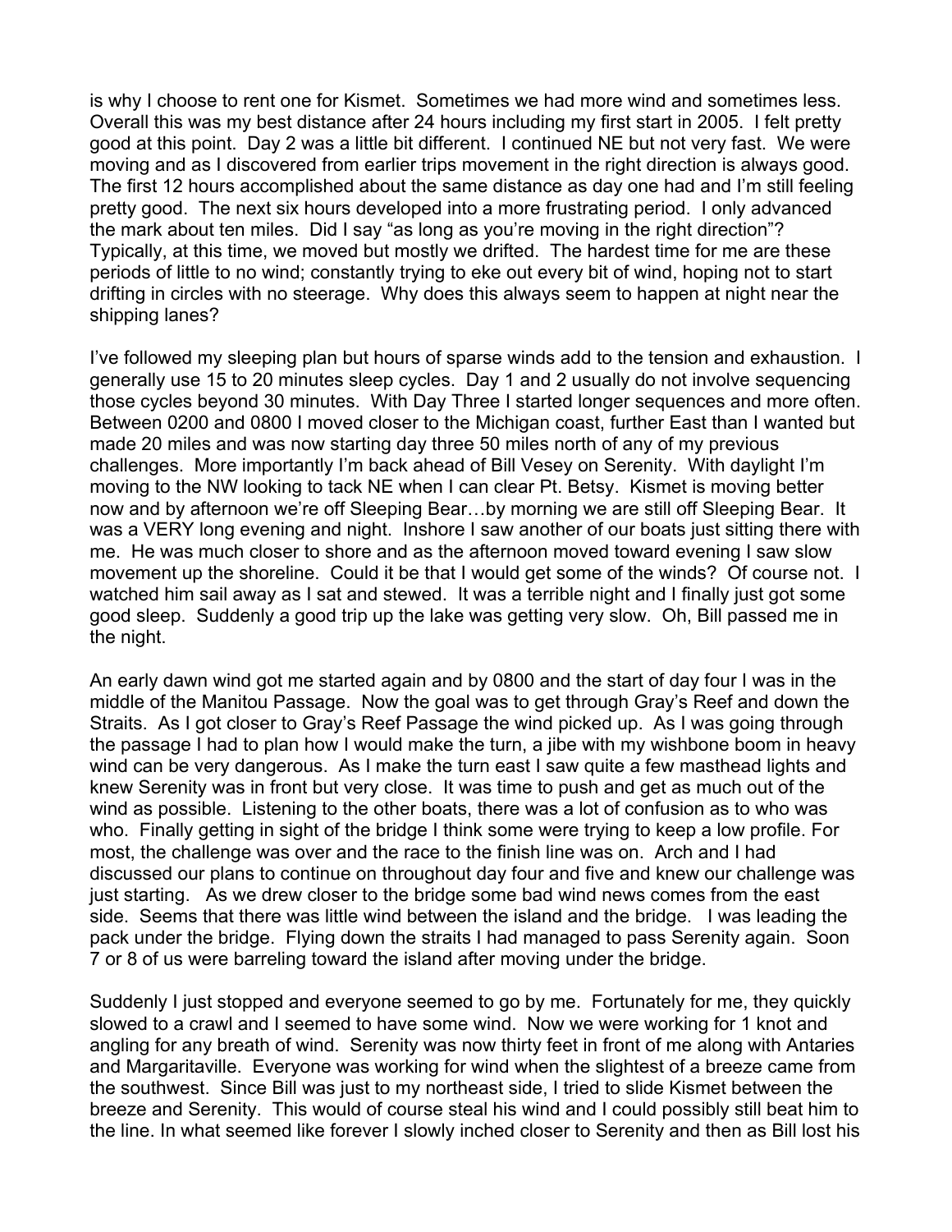is why I choose to rent one for Kismet. Sometimes we had more wind and sometimes less. Overall this was my best distance after 24 hours including my first start in 2005. I felt pretty good at this point. Day 2 was a little bit different. I continued NE but not very fast. We were moving and as I discovered from earlier trips movement in the right direction is always good. The first 12 hours accomplished about the same distance as day one had and I'm still feeling pretty good. The next six hours developed into a more frustrating period. I only advanced the mark about ten miles. Did I say "as long as you're moving in the right direction"? Typically, at this time, we moved but mostly we drifted. The hardest time for me are these periods of little to no wind; constantly trying to eke out every bit of wind, hoping not to start drifting in circles with no steerage. Why does this always seem to happen at night near the shipping lanes?

I've followed my sleeping plan but hours of sparse winds add to the tension and exhaustion. I generally use 15 to 20 minutes sleep cycles. Day 1 and 2 usually do not involve sequencing those cycles beyond 30 minutes. With Day Three I started longer sequences and more often. Between 0200 and 0800 I moved closer to the Michigan coast, further East than I wanted but made 20 miles and was now starting day three 50 miles north of any of my previous challenges. More importantly I'm back ahead of Bill Vesey on Serenity. With daylight I'm moving to the NW looking to tack NE when I can clear Pt. Betsy. Kismet is moving better now and by afternoon we're off Sleeping Bear…by morning we are still off Sleeping Bear. It was a VERY long evening and night. Inshore I saw another of our boats just sitting there with me. He was much closer to shore and as the afternoon moved toward evening I saw slow movement up the shoreline. Could it be that I would get some of the winds? Of course not. I watched him sail away as I sat and stewed. It was a terrible night and I finally just got some good sleep. Suddenly a good trip up the lake was getting very slow. Oh, Bill passed me in the night.

An early dawn wind got me started again and by 0800 and the start of day four I was in the middle of the Manitou Passage. Now the goal was to get through Gray's Reef and down the Straits. As I got closer to Gray's Reef Passage the wind picked up. As I was going through the passage I had to plan how I would make the turn, a jibe with my wishbone boom in heavy wind can be very dangerous. As I make the turn east I saw quite a few masthead lights and knew Serenity was in front but very close. It was time to push and get as much out of the wind as possible. Listening to the other boats, there was a lot of confusion as to who was who. Finally getting in sight of the bridge I think some were trying to keep a low profile. For most, the challenge was over and the race to the finish line was on. Arch and I had discussed our plans to continue on throughout day four and five and knew our challenge was just starting. As we drew closer to the bridge some bad wind news comes from the east side. Seems that there was little wind between the island and the bridge. I was leading the pack under the bridge. Flying down the straits I had managed to pass Serenity again. Soon 7 or 8 of us were barreling toward the island after moving under the bridge.

Suddenly I just stopped and everyone seemed to go by me. Fortunately for me, they quickly slowed to a crawl and I seemed to have some wind. Now we were working for 1 knot and angling for any breath of wind. Serenity was now thirty feet in front of me along with Antaries and Margaritaville. Everyone was working for wind when the slightest of a breeze came from the southwest. Since Bill was just to my northeast side, I tried to slide Kismet between the breeze and Serenity. This would of course steal his wind and I could possibly still beat him to the line. In what seemed like forever I slowly inched closer to Serenity and then as Bill lost his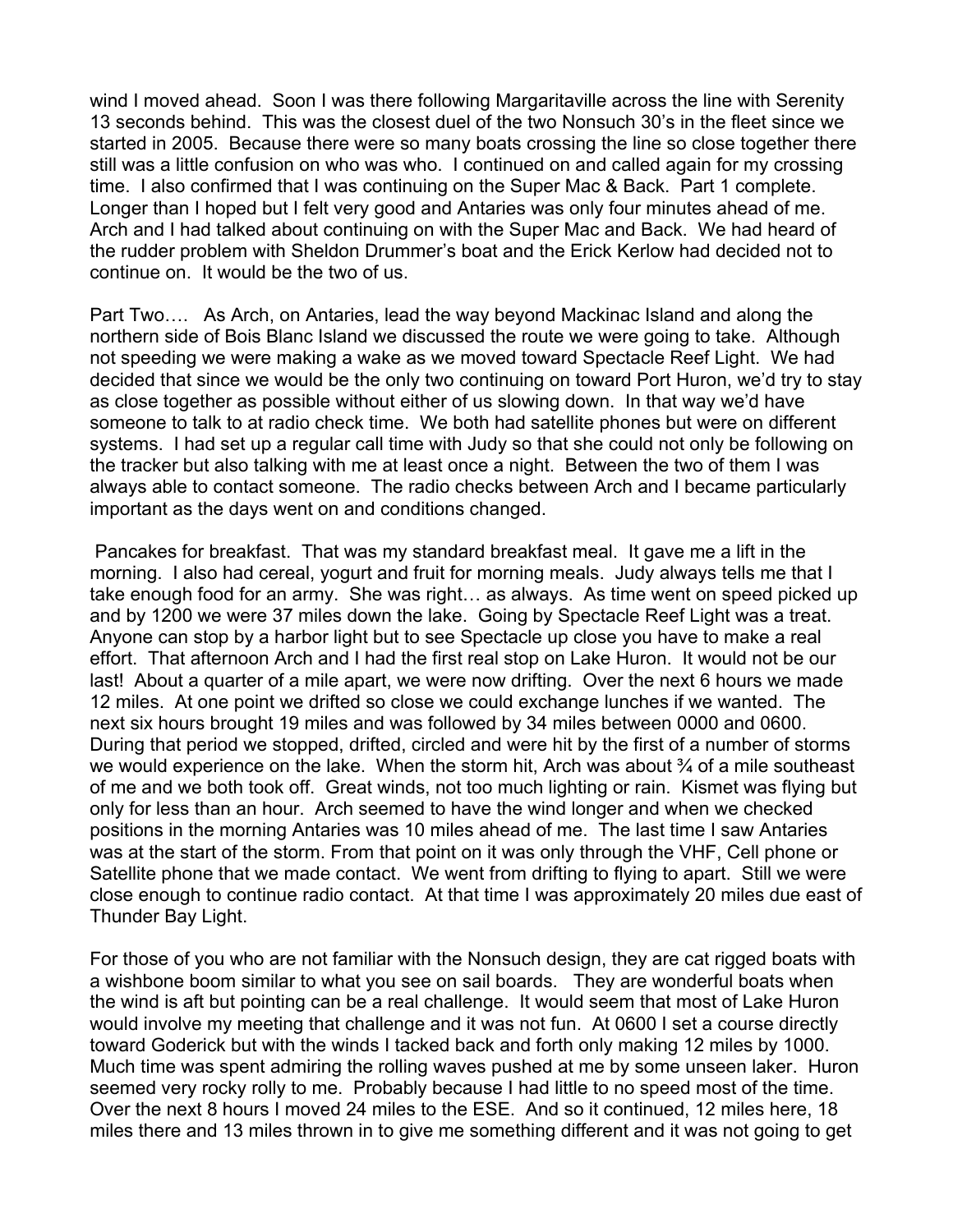wind I moved ahead. Soon I was there following Margaritaville across the line with Serenity 13 seconds behind. This was the closest duel of the two Nonsuch 30's in the fleet since we started in 2005. Because there were so many boats crossing the line so close together there still was a little confusion on who was who. I continued on and called again for my crossing time. I also confirmed that I was continuing on the Super Mac & Back. Part 1 complete. Longer than I hoped but I felt very good and Antaries was only four minutes ahead of me. Arch and I had talked about continuing on with the Super Mac and Back. We had heard of the rudder problem with Sheldon Drummer's boat and the Erick Kerlow had decided not to continue on. It would be the two of us.

Part Two…. As Arch, on Antaries, lead the way beyond Mackinac Island and along the northern side of Bois Blanc Island we discussed the route we were going to take. Although not speeding we were making a wake as we moved toward Spectacle Reef Light. We had decided that since we would be the only two continuing on toward Port Huron, we'd try to stay as close together as possible without either of us slowing down. In that way we'd have someone to talk to at radio check time. We both had satellite phones but were on different systems. I had set up a regular call time with Judy so that she could not only be following on the tracker but also talking with me at least once a night. Between the two of them I was always able to contact someone. The radio checks between Arch and I became particularly important as the days went on and conditions changed.

Pancakes for breakfast. That was my standard breakfast meal. It gave me a lift in the morning. I also had cereal, yogurt and fruit for morning meals. Judy always tells me that I take enough food for an army. She was right… as always. As time went on speed picked up and by 1200 we were 37 miles down the lake. Going by Spectacle Reef Light was a treat. Anyone can stop by a harbor light but to see Spectacle up close you have to make a real effort. That afternoon Arch and I had the first real stop on Lake Huron. It would not be our last! About a quarter of a mile apart, we were now drifting. Over the next 6 hours we made 12 miles. At one point we drifted so close we could exchange lunches if we wanted. The next six hours brought 19 miles and was followed by 34 miles between 0000 and 0600. During that period we stopped, drifted, circled and were hit by the first of a number of storms we would experience on the lake. When the storm hit, Arch was about ¾ of a mile southeast of me and we both took off. Great winds, not too much lighting or rain. Kismet was flying but only for less than an hour. Arch seemed to have the wind longer and when we checked positions in the morning Antaries was 10 miles ahead of me. The last time I saw Antaries was at the start of the storm. From that point on it was only through the VHF, Cell phone or Satellite phone that we made contact. We went from drifting to flying to apart. Still we were close enough to continue radio contact. At that time I was approximately 20 miles due east of Thunder Bay Light.

For those of you who are not familiar with the Nonsuch design, they are cat rigged boats with a wishbone boom similar to what you see on sail boards. They are wonderful boats when the wind is aft but pointing can be a real challenge. It would seem that most of Lake Huron would involve my meeting that challenge and it was not fun. At 0600 I set a course directly toward Goderick but with the winds I tacked back and forth only making 12 miles by 1000. Much time was spent admiring the rolling waves pushed at me by some unseen laker. Huron seemed very rocky rolly to me. Probably because I had little to no speed most of the time. Over the next 8 hours I moved 24 miles to the ESE. And so it continued, 12 miles here, 18 miles there and 13 miles thrown in to give me something different and it was not going to get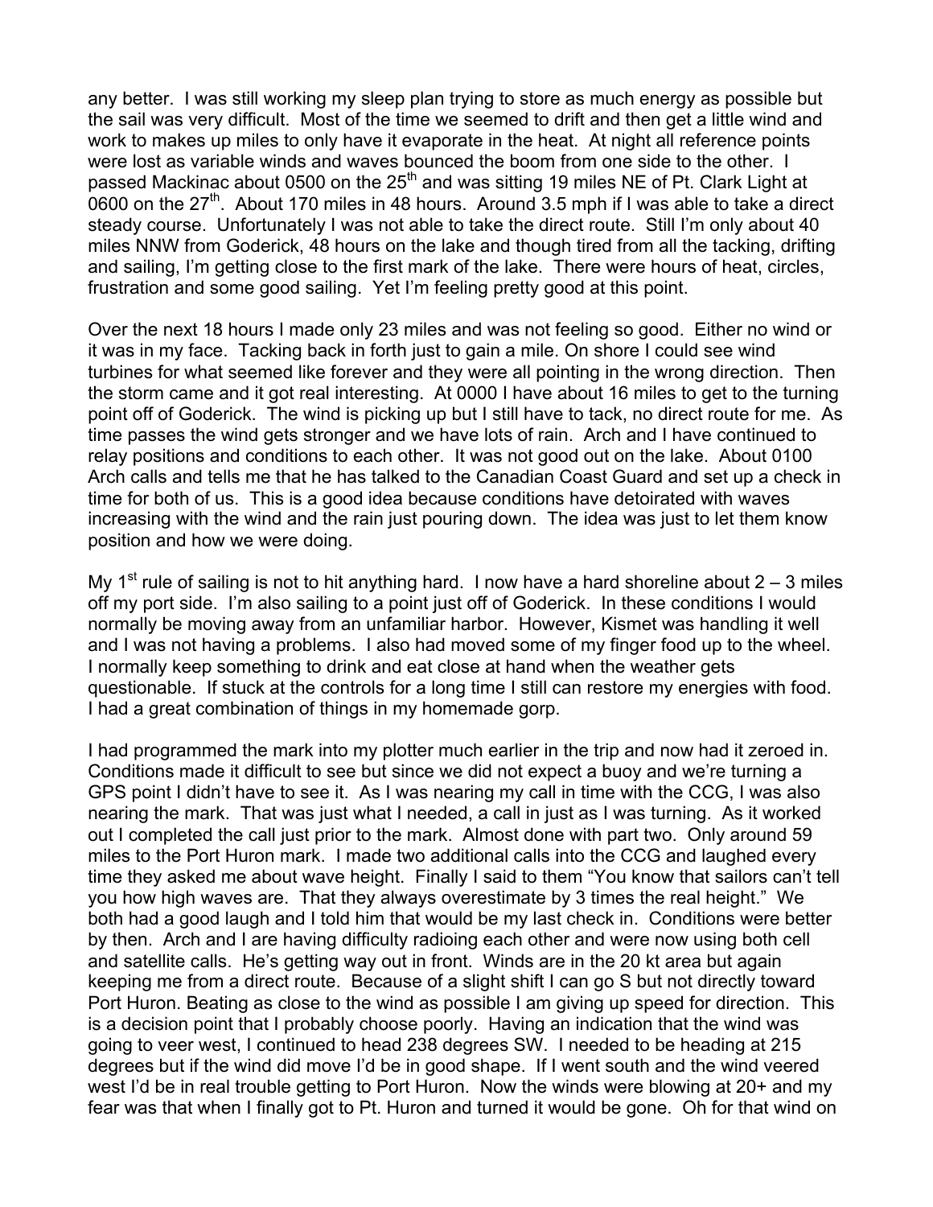any better. I was still working my sleep plan trying to store as much energy as possible but the sail was very difficult. Most of the time we seemed to drift and then get a little wind and work to makes up miles to only have it evaporate in the heat. At night all reference points were lost as variable winds and waves bounced the boom from one side to the other. I passed Mackinac about 0500 on the 25th and was sitting 19 miles NE of Pt. Clark Light at 0600 on the 27th. About 170 miles in 48 hours. Around 3.5 mph if I was able to take a direct steady course. Unfortunately I was not able to take the direct route. Still I'm only about 40 miles NNW from Goderick, 48 hours on the lake and though tired from all the tacking, drifting and sailing, I'm getting close to the first mark of the lake. There were hours of heat, circles, frustration and some good sailing. Yet I'm feeling pretty good at this point.

Over the next 18 hours I made only 23 miles and was not feeling so good. Either no wind or it was in my face. Tacking back in forth just to gain a mile. On shore I could see wind turbines for what seemed like forever and they were all pointing in the wrong direction. Then the storm came and it got real interesting. At 0000 I have about 16 miles to get to the turning point off of Goderick. The wind is picking up but I still have to tack, no direct route for me. As time passes the wind gets stronger and we have lots of rain. Arch and I have continued to relay positions and conditions to each other. It was not good out on the lake. About 0100 Arch calls and tells me that he has talked to the Canadian Coast Guard and set up a check in time for both of us. This is a good idea because conditions have detoirated with waves increasing with the wind and the rain just pouring down. The idea was just to let them know position and how we were doing.

My 1st rule of sailing is not to hit anything hard. I now have a hard shoreline about 2 – 3 miles off my port side. I'm also sailing to a point just off of Goderick. In these conditions I would normally be moving away from an unfamiliar harbor. However, Kismet was handling it well and I was not having a problems. I also had moved some of my finger food up to the wheel. I normally keep something to drink and eat close at hand when the weather gets questionable. If stuck at the controls for a long time I still can restore my energies with food. I had a great combination of things in my homemade gorp.

I had programmed the mark into my plotter much earlier in the trip and now had it zeroed in. Conditions made it difficult to see but since we did not expect a buoy and we're turning a GPS point I didn't have to see it. As I was nearing my call in time with the CCG, I was also nearing the mark. That was just what I needed, a call in just as I was turning. As it worked out I completed the call just prior to the mark. Almost done with part two. Only around 59 miles to the Port Huron mark. I made two additional calls into the CCG and laughed every time they asked me about wave height. Finally I said to them "You know that sailors can't tell you how high waves are. That they always overestimate by 3 times the real height." We both had a good laugh and I told him that would be my last check in. Conditions were better by then. Arch and I are having difficulty radioing each other and were now using both cell and satellite calls. He's getting way out in front. Winds are in the 20 kt area but again keeping me from a direct route. Because of a slight shift I can go S but not directly toward Port Huron. Beating as close to the wind as possible I am giving up speed for direction. This is a decision point that I probably choose poorly. Having an indication that the wind was going to veer west, I continued to head 238 degrees SW. I needed to be heading at 215 degrees but if the wind did move I'd be in good shape. If I went south and the wind veered west I'd be in real trouble getting to Port Huron. Now the winds were blowing at 20+ and my fear was that when I finally got to Pt. Huron and turned it would be gone. Oh for that wind on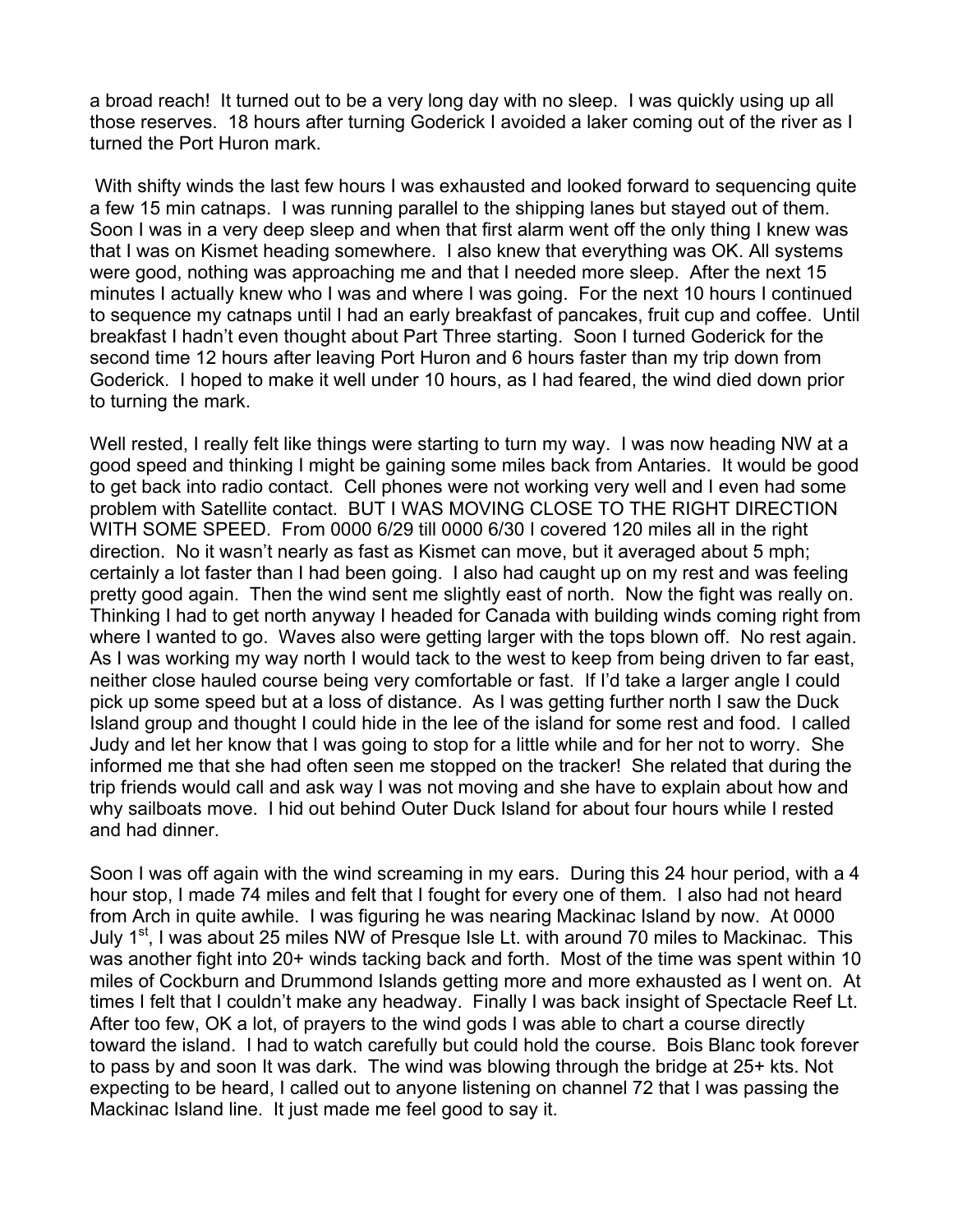a broad reach! It turned out to be a very long day with no sleep. I was quickly using up all those reserves. 18 hours after turning Goderick I avoided a laker coming out of the river as I turned the Port Huron mark.

With shifty winds the last few hours I was exhausted and looked forward to sequencing quite a few 15 min catnaps. I was running parallel to the shipping lanes but stayed out of them. Soon I was in a very deep sleep and when that first alarm went off the only thing I knew was that I was on Kismet heading somewhere. I also knew that everything was OK. All systems were good, nothing was approaching me and that I needed more sleep. After the next 15 minutes I actually knew who I was and where I was going. For the next 10 hours I continued to sequence my catnaps until I had an early breakfast of pancakes, fruit cup and coffee. Until breakfast I hadn't even thought about Part Three starting. Soon I turned Goderick for the second time 12 hours after leaving Port Huron and 6 hours faster than my trip down from Goderick. I hoped to make it well under 10 hours, as I had feared, the wind died down prior to turning the mark.

Well rested, I really felt like things were starting to turn my way. I was now heading NW at a good speed and thinking I might be gaining some miles back from Antaries. It would be good to get back into radio contact. Cell phones were not working very well and I even had some problem with Satellite contact. BUT I WAS MOVING CLOSE TO THE RIGHT DIRECTION WITH SOME SPEED. From 0000 6/29 till 0000 6/30 I covered 120 miles all in the right direction. No it wasn't nearly as fast as Kismet can move, but it averaged about 5 mph; certainly a lot faster than I had been going. I also had caught up on my rest and was feeling pretty good again. Then the wind sent me slightly east of north. Now the fight was really on. Thinking I had to get north anyway I headed for Canada with building winds coming right from where I wanted to go. Waves also were getting larger with the tops blown off. No rest again. As I was working my way north I would tack to the west to keep from being driven to far east, neither close hauled course being very comfortable or fast. If I'd take a larger angle I could pick up some speed but at a loss of distance. As I was getting further north I saw the Duck Island group and thought I could hide in the lee of the island for some rest and food. I called Judy and let her know that I was going to stop for a little while and for her not to worry. She informed me that she had often seen me stopped on the tracker! She related that during the trip friends would call and ask way I was not moving and she have to explain about how and why sailboats move. I hid out behind Outer Duck Island for about four hours while I rested and had dinner.

Soon I was off again with the wind screaming in my ears. During this 24 hour period, with a 4 hour stop, I made 74 miles and felt that I fought for every one of them. I also had not heard from Arch in quite awhile. I was figuring he was nearing Mackinac Island by now. At 0000 July 1st, I was about 25 miles NW of Presque Isle Lt. with around 70 miles to Mackinac. This was another fight into 20+ winds tacking back and forth. Most of the time was spent within 10 miles of Cockburn and Drummond Islands getting more and more exhausted as I went on. At times I felt that I couldn't make any headway. Finally I was back insight of Spectacle Reef Lt. After too few, OK a lot, of prayers to the wind gods I was able to chart a course directly toward the island. I had to watch carefully but could hold the course. Bois Blanc took forever to pass by and soon It was dark. The wind was blowing through the bridge at 25+ kts. Not expecting to be heard, I called out to anyone listening on channel 72 that I was passing the Mackinac Island line. It just made me feel good to say it.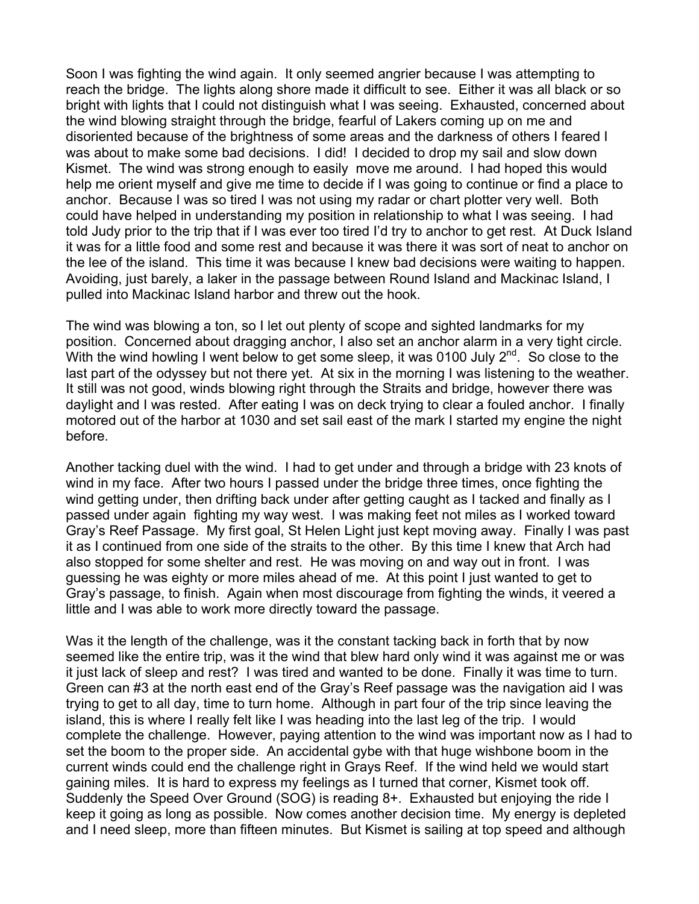Soon I was fighting the wind again. It only seemed angrier because I was attempting to reach the bridge. The lights along shore made it difficult to see. Either it was all black or so bright with lights that I could not distinguish what I was seeing. Exhausted, concerned about the wind blowing straight through the bridge, fearful of Lakers coming up on me and disoriented because of the brightness of some areas and the darkness of others I feared I was about to make some bad decisions. I did! I decided to drop my sail and slow down Kismet. The wind was strong enough to easily move me around. I had hoped this would help me orient myself and give me time to decide if I was going to continue or find a place to anchor. Because I was so tired I was not using my radar or chart plotter very well. Both could have helped in understanding my position in relationship to what I was seeing. I had told Judy prior to the trip that if I was ever too tired I'd try to anchor to get rest. At Duck Island it was for a little food and some rest and because it was there it was sort of neat to anchor on the lee of the island. This time it was because I knew bad decisions were waiting to happen. Avoiding, just barely, a laker in the passage between Round Island and Mackinac Island, I pulled into Mackinac Island harbor and threw out the hook.

The wind was blowing a ton, so I let out plenty of scope and sighted landmarks for my position. Concerned about dragging anchor, I also set an anchor alarm in a very tight circle. With the wind howling I went below to get some sleep, it was 0100 July 2nd. So close to the last part of the odyssey but not there yet. At six in the morning I was listening to the weather. It still was not good, winds blowing right through the Straits and bridge, however there was daylight and I was rested. After eating I was on deck trying to clear a fouled anchor. I finally motored out of the harbor at 1030 and set sail east of the mark I started my engine the night before.

Another tacking duel with the wind. I had to get under and through a bridge with 23 knots of wind in my face. After two hours I passed under the bridge three times, once fighting the wind getting under, then drifting back under after getting caught as I tacked and finally as I passed under again fighting my way west. I was making feet not miles as I worked toward Gray's Reef Passage. My first goal, St Helen Light just kept moving away. Finally I was past it as I continued from one side of the straits to the other. By this time I knew that Arch had also stopped for some shelter and rest. He was moving on and way out in front. I was guessing he was eighty or more miles ahead of me. At this point I just wanted to get to Gray's passage, to finish. Again when most discourage from fighting the winds, it veered a little and I was able to work more directly toward the passage.

Was it the length of the challenge, was it the constant tacking back in forth that by now seemed like the entire trip, was it the wind that blew hard only wind it was against me or was it just lack of sleep and rest? I was tired and wanted to be done. Finally it was time to turn. Green can #3 at the north east end of the Gray's Reef passage was the navigation aid I was trying to get to all day, time to turn home. Although in part four of the trip since leaving the island, this is where I really felt like I was heading into the last leg of the trip. I would complete the challenge. However, paying attention to the wind was important now as I had to set the boom to the proper side. An accidental gybe with that huge wishbone boom in the current winds could end the challenge right in Grays Reef. If the wind held we would start gaining miles. It is hard to express my feelings as I turned that corner, Kismet took off. Suddenly the Speed Over Ground (SOG) is reading 8+. Exhausted but enjoying the ride I keep it going as long as possible. Now comes another decision time. My energy is depleted and I need sleep, more than fifteen minutes. But Kismet is sailing at top speed and although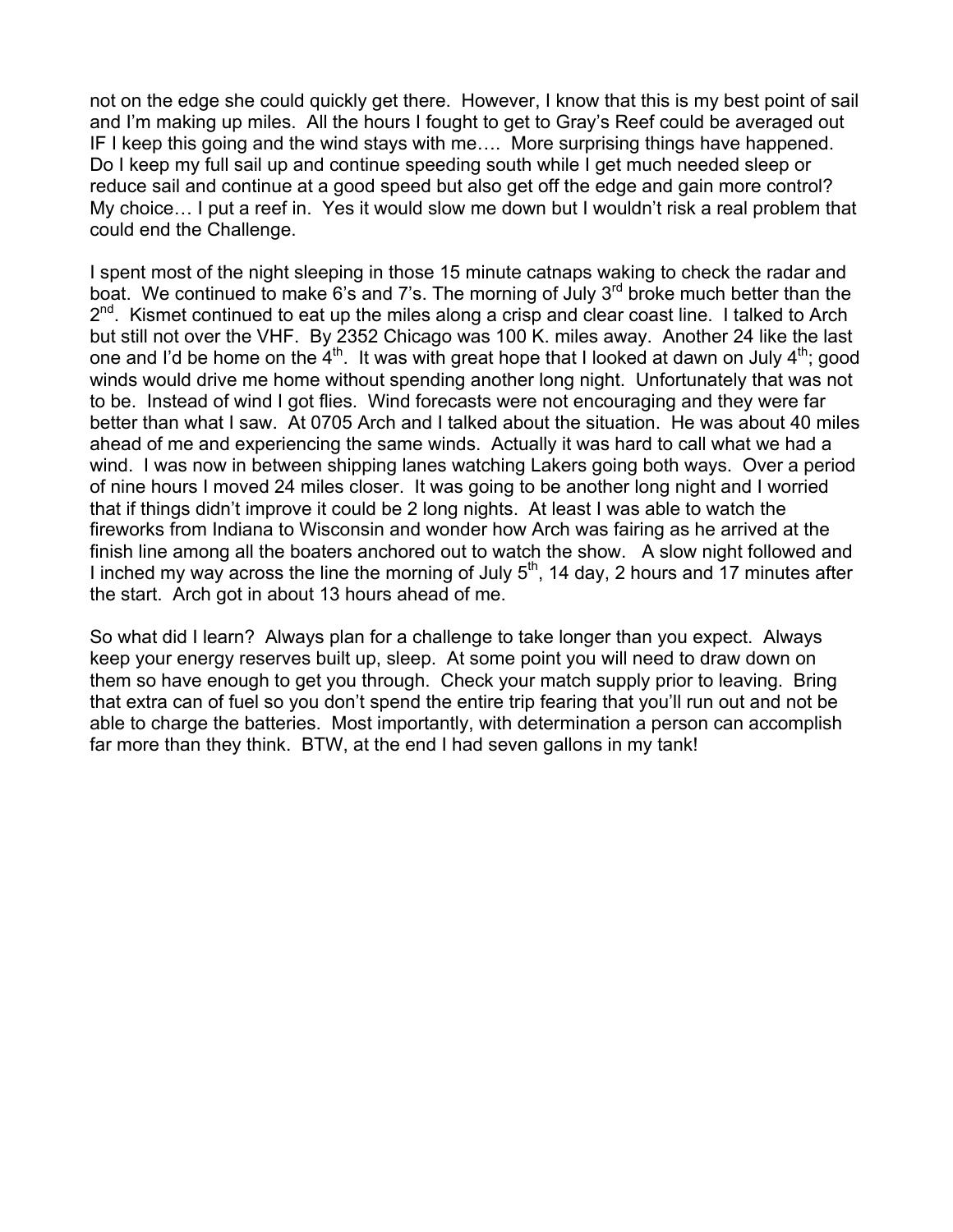not on the edge she could quickly get there. However, I know that this is my best point of sail and I'm making up miles. All the hours I fought to get to Gray's Reef could be averaged out IF I keep this going and the wind stays with me…. More surprising things have happened. Do I keep my full sail up and continue speeding south while I get much needed sleep or reduce sail and continue at a good speed but also get off the edge and gain more control? My choice… I put a reef in. Yes it would slow me down but I wouldn't risk a real problem that could end the Challenge.

I spent most of the night sleeping in those 15 minute catnaps waking to check the radar and boat. We continued to make 6's and 7's. The morning of July 3rd broke much better than the 2nd. Kismet continued to eat up the miles along a crisp and clear coast line. I talked to Arch but still not over the VHF. By 2352 Chicago was 100 K. miles away. Another 24 like the last one and I'd be home on the 4th. It was with great hope that I looked at dawn on July 4th; good winds would drive me home without spending another long night. Unfortunately that was not to be. Instead of wind I got flies. Wind forecasts were not encouraging and they were far better than what I saw. At 0705 Arch and I talked about the situation. He was about 40 miles ahead of me and experiencing the same winds. Actually it was hard to call what we had a wind. I was now in between shipping lanes watching Lakers going both ways. Over a period of nine hours I moved 24 miles closer. It was going to be another long night and I worried that if things didn't improve it could be 2 long nights. At least I was able to watch the fireworks from Indiana to Wisconsin and wonder how Arch was fairing as he arrived at the finish line among all the boaters anchored out to watch the show. A slow night followed and I inched my way across the line the morning of July 5th, 14 day, 2 hours and 17 minutes after the start. Arch got in about 13 hours ahead of me.

So what did I learn? Always plan for a challenge to take longer than you expect. Always keep your energy reserves built up, sleep. At some point you will need to draw down on them so have enough to get you through. Check your match supply prior to leaving. Bring that extra can of fuel so you don't spend the entire trip fearing that you'll run out and not be able to charge the batteries. Most importantly, with determination a person can accomplish far more than they think. BTW, at the end I had seven gallons in my tank!